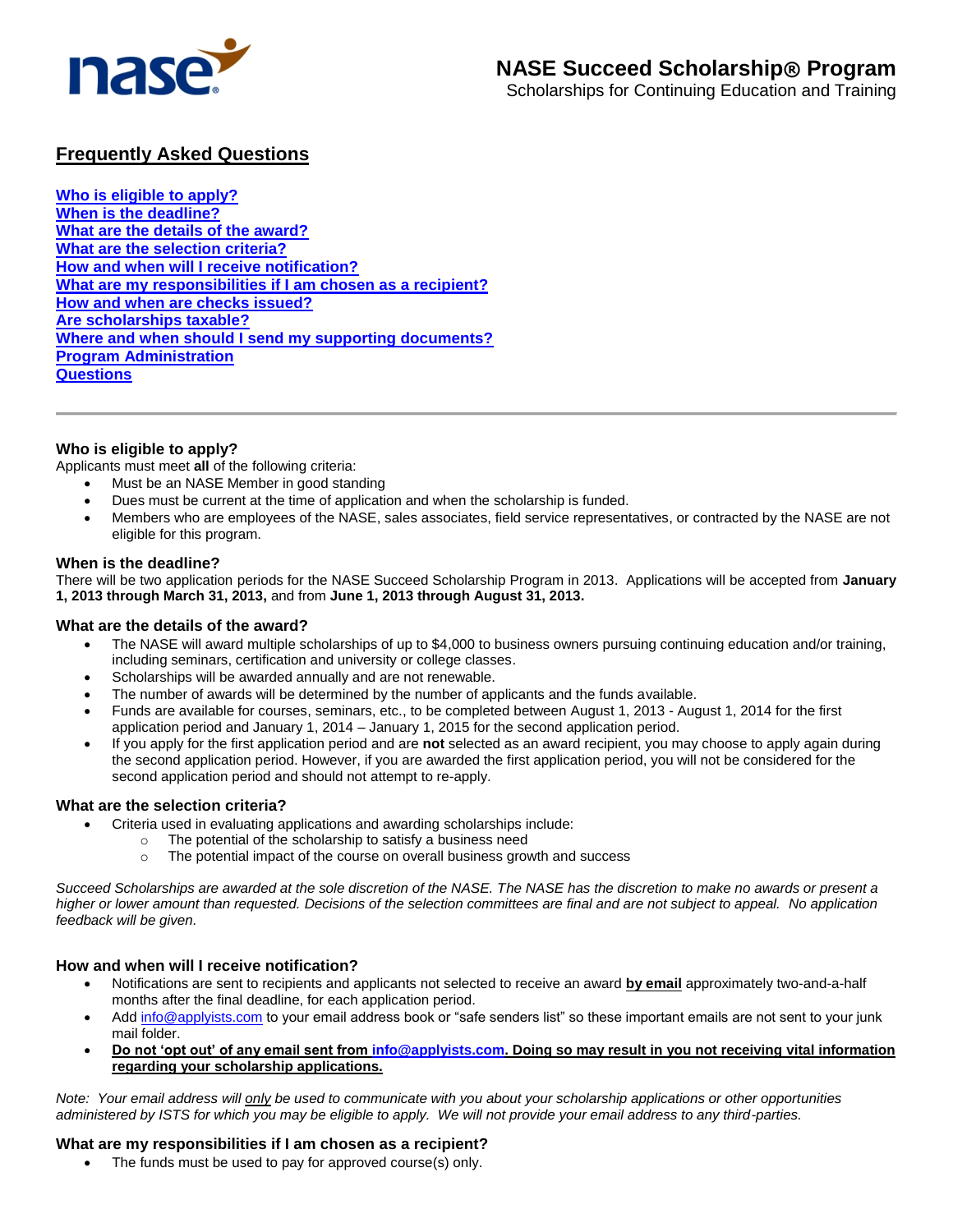# NASE Succeed Scholarship® Program

Scholarships for Continuing Education and Training

## Frequently Asked Questions

- [Who is eligible to apply?](#who-is-eligible-to-apply)
- [When is the deadline?](#when-is-the-deadline)
- [What are the details of the award?](#what-are-the-details-of-the-award)
- [What are the selection criteria?](#what-are-the-selection-criteria)
- [How and when will I receive notification?](#how-and-when-will-i-receive-notification)
- [What are my responsibilities if I am chosen as a recipient?](#what-are-my-responsibilities-if-i-am-chosen-as-a-recipient)
- How and when are checks issued?
- Are scholarships taxable?
- Where and when should I send my supporting documents?
- Program Administration
- Questions

---

### Who is eligible to apply?

Applicants must meet **all** of the following criteria:

- Must be an NASE Member in good standing
- Dues must be current at the time of application and when the scholarship is funded.
- Members who are employees of the NASE, sales associates, field service representatives, or contracted by the NASE are not eligible for this program.

### When is the deadline?

There will be two application periods for the NASE Succeed Scholarship Program in 2013. Applications will be accepted from **January 1, 2013 through March 31, 2013,** and from **June 1, 2013 through August 31, 2013.**

### What are the details of the award?

- The NASE will award multiple scholarships of up to $4,000 to business owners pursuing continuing education and/or training, including seminars, certification and university or college classes.
- Scholarships will be awarded annually and are not renewable.
- The number of awards will be determined by the number of applicants and the funds available.
- Funds are available for courses, seminars, etc., to be completed between August 1, 2013 - August 1, 2014 for the first application period and January 1, 2014 – January 1, 2015 for the second application period.
- If you apply for the first application period and are **not** selected as an award recipient, you may choose to apply again during the second application period. However, if you are awarded the first application period, you will not be considered for the second application period and should not attempt to re-apply.

### What are the selection criteria?

- Criteria used in evaluating applications and awarding scholarships include:
  - The potential of the scholarship to satisfy a business need
  - The potential impact of the course on overall business growth and success

*Succeed Scholarships are awarded at the sole discretion of the NASE. The NASE has the discretion to make no awards or present a higher or lower amount than requested. Decisions of the selection committees are final and are not subject to appeal. No application feedback will be given.*

### How and when will I receive notification?

- Notifications are sent to recipients and applicants not selected to receive an award **by email** approximately two-and-a-half months after the final deadline, for each application period.
- Add info@applyists.com to your email address book or "safe senders list" so these important emails are not sent to your junk mail folder.
- **Do not 'opt out' of any email sent from info@applyists.com. Doing so may result in you not receiving vital information regarding your scholarship applications.**

*Note: Your email address will only be used to communicate with you about your scholarship applications or other opportunities administered by ISTS for which you may be eligible to apply. We will not provide your email address to any third-parties.*

### What are my responsibilities if I am chosen as a recipient?

- The funds must be used to pay for approved course(s) only.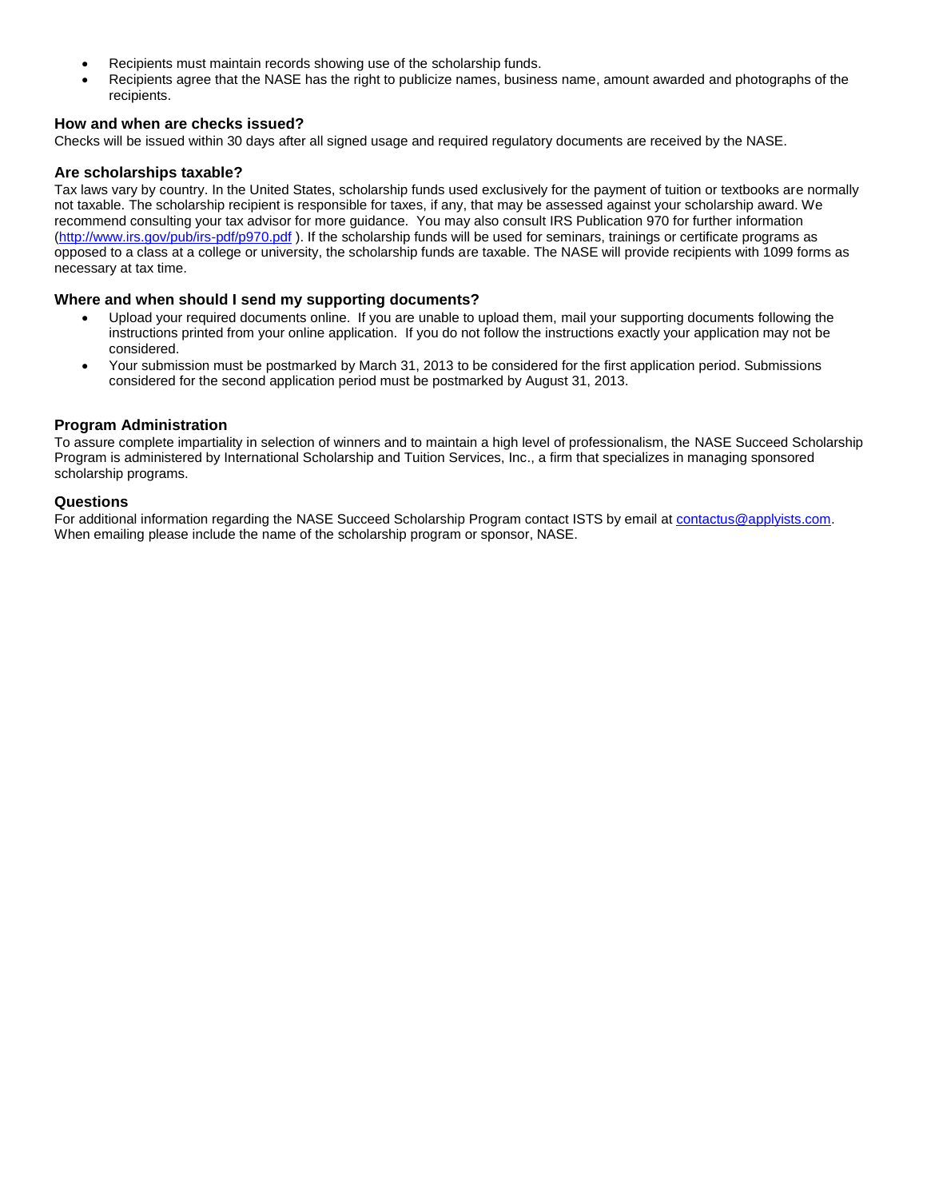- Recipients must maintain records showing use of the scholarship funds.
- Recipients agree that the NASE has the right to publicize names, business name, amount awarded and photographs of the recipients.

### How and when are checks issued?

Checks will be issued within 30 days after all signed usage and required regulatory documents are received by the NASE.

### Are scholarships taxable?

Tax laws vary by country. In the United States, scholarship funds used exclusively for the payment of tuition or textbooks are normally not taxable. The scholarship recipient is responsible for taxes, if any, that may be assessed against your scholarship award. We recommend consulting your tax advisor for more guidance. You may also consult IRS Publication 970 for further information (http://www.irs.gov/pub/irs-pdf/p970.pdf ). If the scholarship funds will be used for seminars, trainings or certificate programs as opposed to a class at a college or university, the scholarship funds are taxable. The NASE will provide recipients with 1099 forms as necessary at tax time.

### Where and when should I send my supporting documents?

- Upload your required documents online. If you are unable to upload them, mail your supporting documents following the instructions printed from your online application. If you do not follow the instructions exactly your application may not be considered.
- Your submission must be postmarked by March 31, 2013 to be considered for the first application period. Submissions considered for the second application period must be postmarked by August 31, 2013.

### Program Administration

To assure complete impartiality in selection of winners and to maintain a high level of professionalism, the NASE Succeed Scholarship Program is administered by International Scholarship and Tuition Services, Inc., a firm that specializes in managing sponsored scholarship programs.

### Questions

For additional information regarding the NASE Succeed Scholarship Program contact ISTS by email at contactus@applyists.com. When emailing please include the name of the scholarship program or sponsor, NASE.